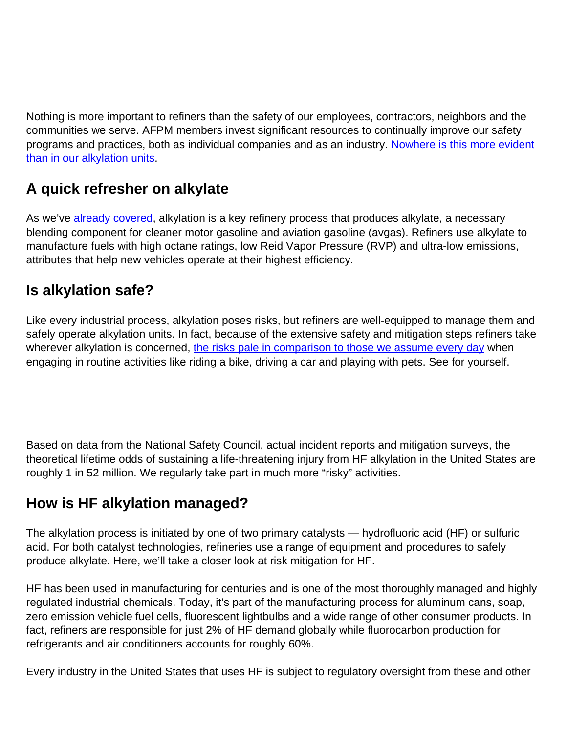Nothing is more important to refiners than the safety of our employees, contractors, neighbors and the communities we serve. AFPM members invest significant resources to continually improve our safety programs and practices, both as individual companies and as an industry. [Nowhere is this more evident than in our alkylation units](#).

## A quick refresher on alkylate

As we've [already covered](#), alkylation is a key refinery process that produces alkylate, a necessary blending component for cleaner motor gasoline and aviation gasoline (avgas). Refiners use alkylate to manufacture fuels with high octane ratings, low Reid Vapor Pressure (RVP) and ultra-low emissions, attributes that help new vehicles operate at their highest efficiency.

## Is alkylation safe?

Like every industrial process, alkylation poses risks, but refiners are well-equipped to manage them and safely operate alkylation units. In fact, because of the extensive safety and mitigation steps refiners take wherever alkylation is concerned, [the risks pale in comparison to those we assume every day](#) when engaging in routine activities like riding a bike, driving a car and playing with pets. See for yourself.

Based on data from the National Safety Council, actual incident reports and mitigation surveys, the theoretical lifetime odds of sustaining a life-threatening injury from HF alkylation in the United States are roughly 1 in 52 million. We regularly take part in much more "risky" activities.

## How is HF alkylation managed?

The alkylation process is initiated by one of two primary catalysts — hydrofluoric acid (HF) or sulfuric acid. For both catalyst technologies, refineries use a range of equipment and procedures to safely produce alkylate. Here, we'll take a closer look at risk mitigation for HF.

HF has been used in manufacturing for centuries and is one of the most thoroughly managed and highly regulated industrial chemicals. Today, it's part of the manufacturing process for aluminum cans, soap, zero emission vehicle fuel cells, fluorescent lightbulbs and a wide range of other consumer products. In fact, refiners are responsible for just 2% of HF demand globally while fluorocarbon production for refrigerants and air conditioners accounts for roughly 60%.

Every industry in the United States that uses HF is subject to regulatory oversight from these and other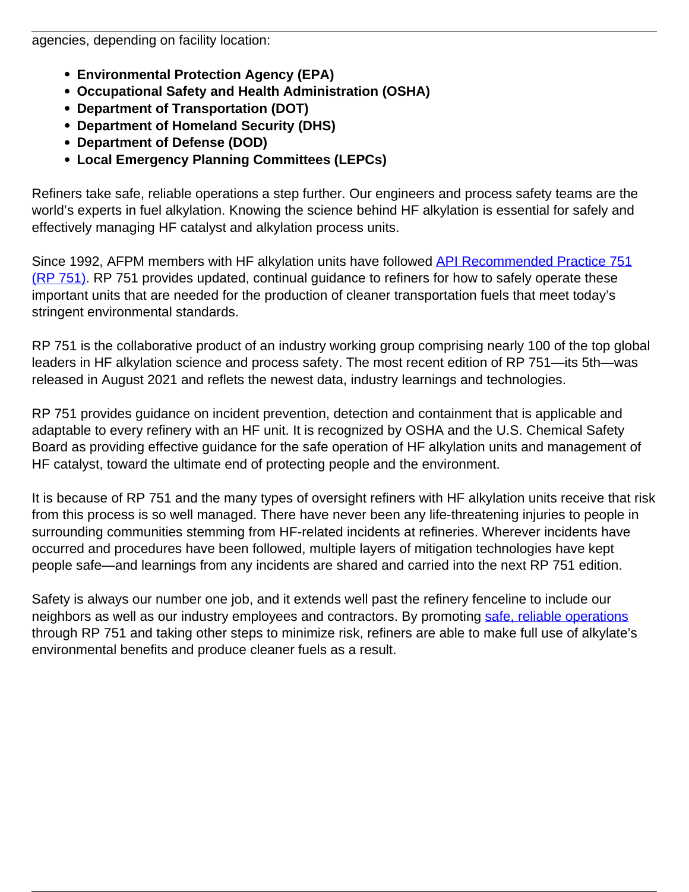agencies, depending on facility location:

- **Environmental Protection Agency (EPA)**
- **Occupational Safety and Health Administration (OSHA)**
- **Department of Transportation (DOT)**
- **Department of Homeland Security (DHS)**
- **Department of Defense (DOD)**
- **Local Emergency Planning Committees (LEPCs)**

Refiners take safe, reliable operations a step further. Our engineers and process safety teams are the world's experts in fuel alkylation. Knowing the science behind HF alkylation is essential for safely and effectively managing HF catalyst and alkylation process units.

Since 1992, AFPM members with HF alkylation units have followed API Recommended Practice 751 (RP 751). RP 751 provides updated, continual guidance to refiners for how to safely operate these important units that are needed for the production of cleaner transportation fuels that meet today's stringent environmental standards.

RP 751 is the collaborative product of an industry working group comprising nearly 100 of the top global leaders in HF alkylation science and process safety. The most recent edition of RP 751—its 5th—was released in August 2021 and reflets the newest data, industry learnings and technologies.

RP 751 provides guidance on incident prevention, detection and containment that is applicable and adaptable to every refinery with an HF unit. It is recognized by OSHA and the U.S. Chemical Safety Board as providing effective guidance for the safe operation of HF alkylation units and management of HF catalyst, toward the ultimate end of protecting people and the environment.

It is because of RP 751 and the many types of oversight refiners with HF alkylation units receive that risk from this process is so well managed. There have never been any life-threatening injuries to people in surrounding communities stemming from HF-related incidents at refineries. Wherever incidents have occurred and procedures have been followed, multiple layers of mitigation technologies have kept people safe—and learnings from any incidents are shared and carried into the next RP 751 edition.

Safety is always our number one job, and it extends well past the refinery fenceline to include our neighbors as well as our industry employees and contractors. By promoting safe, reliable operations through RP 751 and taking other steps to minimize risk, refiners are able to make full use of alkylate's environmental benefits and produce cleaner fuels as a result.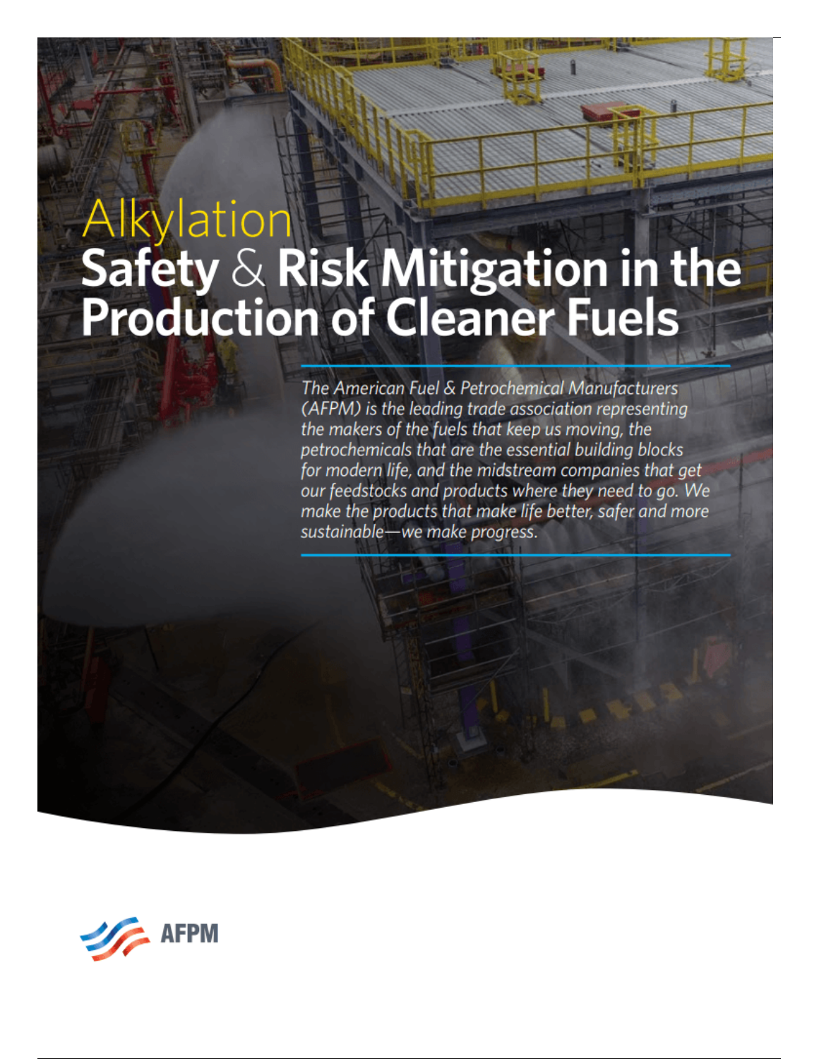# Alkylation
# Safety & Risk Mitigation in the Production of Cleaner Fuels

*The American Fuel & Petrochemical Manufacturers (AFPM) is the leading trade association representing the makers of the fuels that keep us moving, the petrochemicals that are the essential building blocks for modern life, and the midstream companies that get our feedstocks and products where they need to go. We make the products that make life better, safer and more sustainable—we make progress.*

AFPM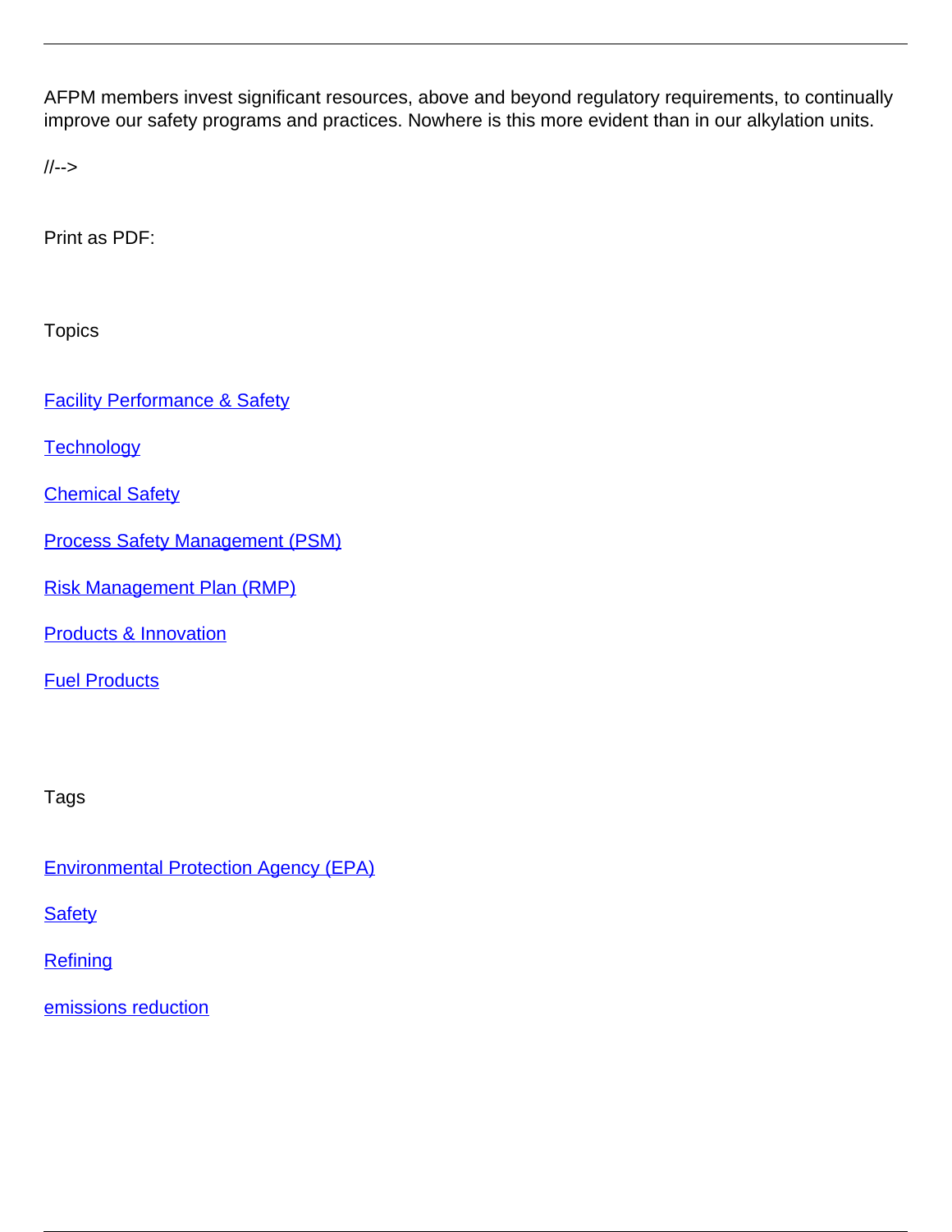AFPM members invest significant resources, above and beyond regulatory requirements, to continually improve our safety programs and practices. Nowhere is this more evident than in our alkylation units.

//-->

Print as PDF:

Topics

[Facility Performance & Safety]

[Technology]

[Chemical Safety]

[Process Safety Management (PSM)]

[Risk Management Plan (RMP)]

[Products & Innovation]

[Fuel Products]

Tags

[Environmental Protection Agency (EPA)]

[Safety]

[Refining]

[emissions reduction]